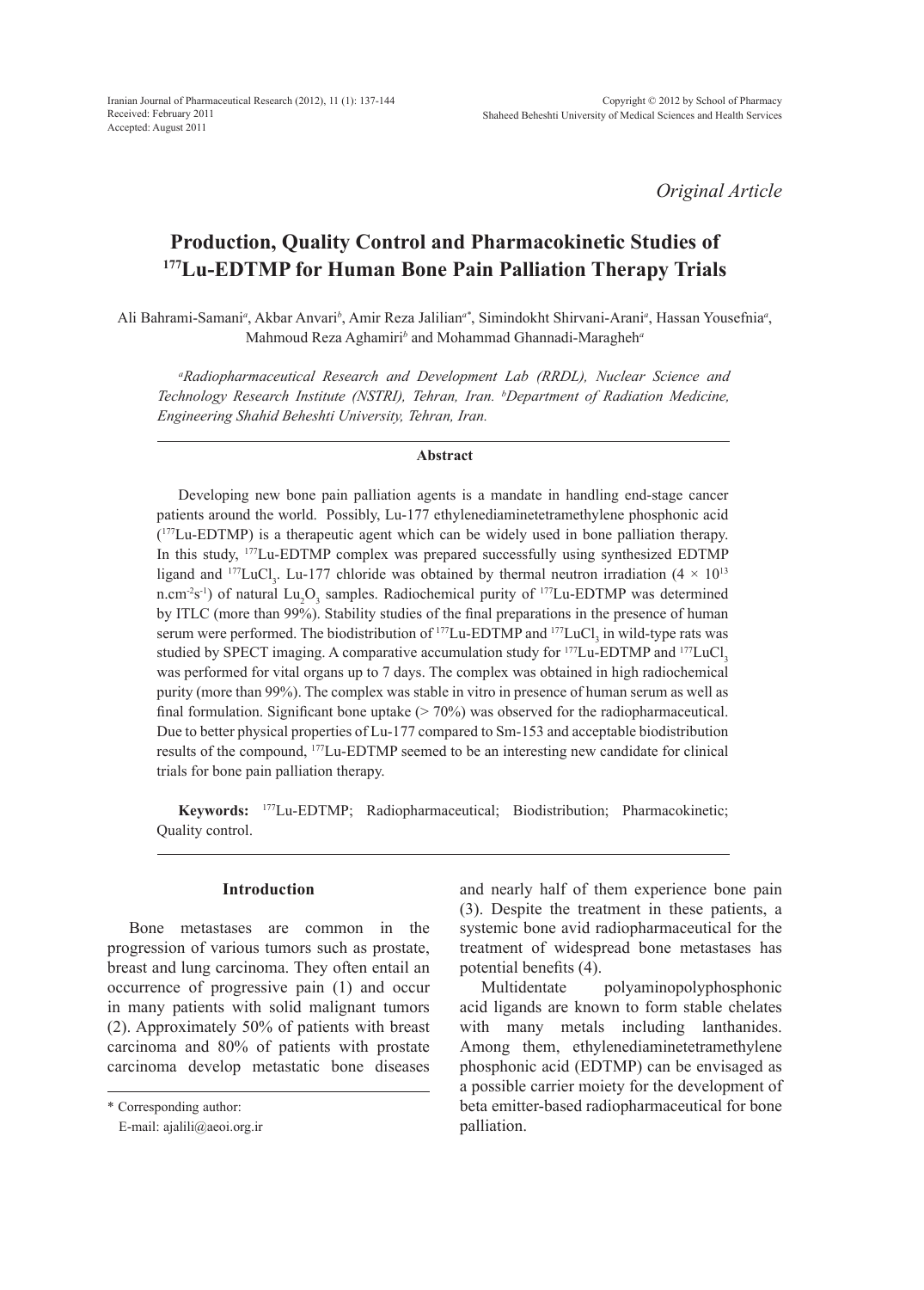Iranian Journal of Pharmaceutical Research (2012), 11 (1): 137-144
Received: February 2011
Accepted: August 2011

Copyright © 2012 by School of Pharmacy
Shaheed Beheshti University of Medical Sciences and Health Services

*Original Article*

# Production, Quality Control and Pharmacokinetic Studies of $^{177}$Lu-EDTMP for Human Bone Pain Palliation Therapy Trials

Ali Bahrami-Samani[a], Akbar Anvari[b], Amir Reza Jalilian[a*], Simindokht Shirvani-Arani[a], Hassan Yousefnia[a], Mahmoud Reza Aghamiri[b] and Mohammad Ghannadi-Maragheh[a]

*[a]Radiopharmaceutical Research and Development Lab (RRDL), Nuclear Science and Technology Research Institute (NSTRI), Tehran, Iran. [b]Department of Radiation Medicine, Engineering Shahid Beheshti University, Tehran, Iran.*

## Abstract

Developing new bone pain palliation agents is a mandate in handling end-stage cancer patients around the world. Possibly, Lu-177 ethylenediaminetetramethylene phosphonic acid ($^{177}$Lu-EDTMP) is a therapeutic agent which can be widely used in bone palliation therapy. In this study, $^{177}$Lu-EDTMP complex was prepared successfully using synthesized EDTMP ligand and $^{177}LuCl_3$. Lu-177 chloride was obtained by thermal neutron irradiation ($4 \times 10^{13}$ $n.cm^{-2}s^{-1}$) of natural $Lu_2O_3$ samples. Radiochemical purity of $^{177}$Lu-EDTMP was determined by ITLC (more than 99%). Stability studies of the final preparations in the presence of human serum were performed. The biodistribution of $^{177}$Lu-EDTMP and $^{177}LuCl_3$ in wild-type rats was studied by SPECT imaging. A comparative accumulation study for $^{177}$Lu-EDTMP and $^{177}LuCl_3$ was performed for vital organs up to 7 days. The complex was obtained in high radiochemical purity (more than 99%). The complex was stable in vitro in presence of human serum as well as final formulation. Significant bone uptake (> 70%) was observed for the radiopharmaceutical. Due to better physical properties of Lu-177 compared to Sm-153 and acceptable biodistribution results of the compound, $^{177}$Lu-EDTMP seemed to be an interesting new candidate for clinical trials for bone pain palliation therapy.

**Keywords:** $^{177}$Lu-EDTMP; Radiopharmaceutical; Biodistribution; Pharmacokinetic; Quality control.

## Introduction

Bone metastases are common in the progression of various tumors such as prostate, breast and lung carcinoma. They often entail an occurrence of progressive pain (1) and occur in many patients with solid malignant tumors (2). Approximately 50% of patients with breast carcinoma and 80% of patients with prostate carcinoma develop metastatic bone diseases and nearly half of them experience bone pain (3). Despite the treatment in these patients, a systemic bone avid radiopharmaceutical for the treatment of widespread bone metastases has potential benefits (4).

Multidentate polyaminopolyphosphonic acid ligands are known to form stable chelates with many metals including lanthanides. Among them, ethylenediaminetetramethylene phosphonic acid (EDTMP) can be envisaged as a possible carrier moiety for the development of beta emitter-based radiopharmaceutical for bone palliation.

\* Corresponding author:
E-mail: ajalili@aeoi.org.ir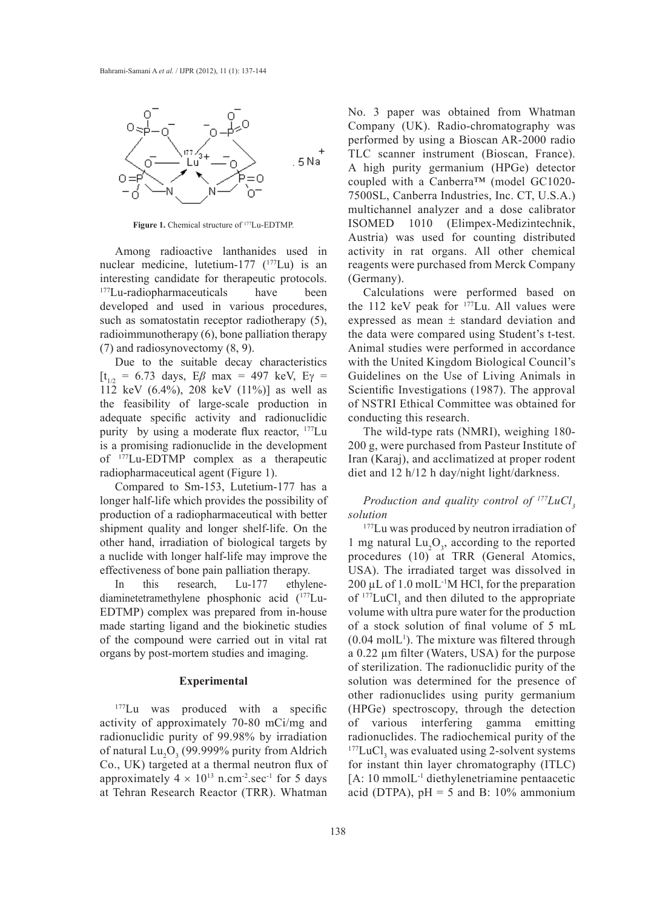**Figure 1.** Chemical structure of [177]Lu-EDTMP.

Among radioactive lanthanides used in nuclear medicine, lutetium-177 ($^{177}$Lu) is an interesting candidate for therapeutic protocols. $^{177}$Lu-radiopharmaceuticals have been developed and used in various procedures, such as somatostatin receptor radiotherapy (5), radioimmunotherapy (6), bone palliation therapy (7) and radiosynovectomy (8, 9).

Due to the suitable decay characteristics [$t_{1/2}$ = 6.73 days, $E\beta$ max = 497 keV, $E\gamma$ = 112 keV (6.4%), 208 keV (11%)] as well as the feasibility of large-scale production in adequate specific activity and radionuclidic purity by using a moderate flux reactor, $^{177}$Lu is a promising radionuclide in the development of $^{177}$Lu-EDTMP complex as a therapeutic radiopharmaceutical agent (Figure 1).

Compared to Sm-153, Lutetium-177 has a longer half-life which provides the possibility of production of a radiopharmaceutical with better shipment quality and longer shelf-life. On the other hand, irradiation of biological targets by a nuclide with longer half-life may improve the effectiveness of bone pain palliation therapy.

In this research, Lu-177 ethylenediaminetetramethylene phosphonic acid ($^{177}$Lu-EDTMP) complex was prepared from in-house made starting ligand and the biokinetic studies of the compound were carried out in vital rat organs by post-mortem studies and imaging.

## Experimental

$^{177}$Lu was produced with a specific activity of approximately 70-80 mCi/mg and radionuclidic purity of 99.98% by irradiation of natural $Lu_2O_3$ (99.999% purity from Aldrich Co., UK) targeted at a thermal neutron flux of approximately $4 \times 10^{13}$ n.cm$^{-2}$.sec$^{-1}$ for 5 days at Tehran Research Reactor (TRR). Whatman No. 3 paper was obtained from Whatman Company (UK). Radio-chromatography was performed by using a Bioscan AR-2000 radio TLC scanner instrument (Bioscan, France). A high purity germanium (HPGe) detector coupled with a Canberra™ (model GC1020-7500SL, Canberra Industries, Inc. CT, U.S.A.) multichannel analyzer and a dose calibrator ISOMED 1010 (Elimpex-Medizintechnik, Austria) was used for counting distributed activity in rat organs. All other chemical reagents were purchased from Merck Company (Germany).

Calculations were performed based on the 112 keV peak for $^{177}$Lu. All values were expressed as mean ± standard deviation and the data were compared using Student's t-test. Animal studies were performed in accordance with the United Kingdom Biological Council's Guidelines on the Use of Living Animals in Scientific Investigations (1987). The approval of NSTRI Ethical Committee was obtained for conducting this research.

The wild-type rats (NMRI), weighing 180-200 g, were purchased from Pasteur Institute of Iran (Karaj), and acclimatized at proper rodent diet and 12 h/12 h day/night light/darkness.

### *Production and quality control of $^{177}LuCl_3$ solution*

$^{177}$Lu was produced by neutron irradiation of 1 mg natural $Lu_2O_3$, according to the reported procedures (10) at TRR (General Atomics, USA). The irradiated target was dissolved in 200 µL of 1.0 molL$^{-1}$M HCl, for the preparation of $^{177}LuCl_3$ and then diluted to the appropriate volume with ultra pure water for the production of a stock solution of final volume of 5 mL (0.04 molL$^{1}$). The mixture was filtered through a 0.22 µm filter (Waters, USA) for the purpose of sterilization. The radionuclidic purity of the solution was determined for the presence of other radionuclides using purity germanium (HPGe) spectroscopy, through the detection of various interfering gamma emitting radionuclides. The radiochemical purity of the $^{177}LuCl_3$ was evaluated using 2-solvent systems for instant thin layer chromatography (ITLC) [A: 10 mmolL$^{-1}$ diethylenetriamine pentaacetic acid (DTPA), pH = 5 and B: 10% ammonium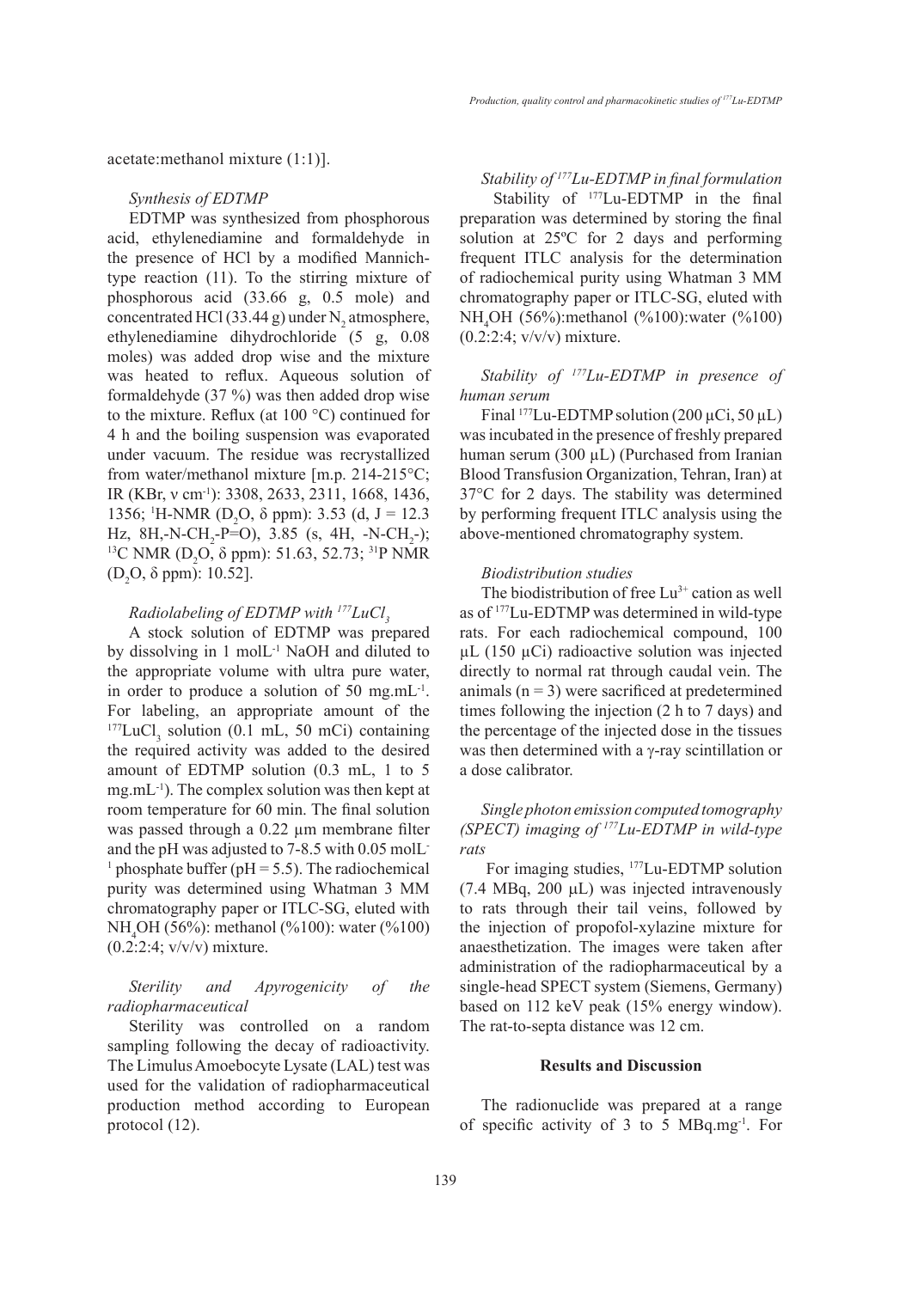acetate:methanol mixture (1:1)].

*Synthesis of EDTMP*

EDTMP was synthesized from phosphorous acid, ethylenediamine and formaldehyde in the presence of HCl by a modified Mannich-type reaction (11). To the stirring mixture of phosphorous acid (33.66 g, 0.5 mole) and concentrated HCl (33.44 g) under $N_2$ atmosphere, ethylenediamine dihydrochloride (5 g, 0.08 moles) was added drop wise and the mixture was heated to reflux. Aqueous solution of formaldehyde (37 %) was then added drop wise to the mixture. Reflux (at 100 °C) continued for 4 h and the boiling suspension was evaporated under vacuum. The residue was recrystallized from water/methanol mixture [m.p. 214-215°C; IR (KBr, ν $cm^{-1}$): 3308, 2633, 2311, 1668, 1436, 1356; $^1$H-NMR ($D_2O$, δ ppm): 3.53 (d, J = 12.3 Hz, 8H,-N-$CH_2$-P=O), 3.85 (s, 4H, -N-$CH_2$-); $^{13}$C NMR ($D_2O$, δ ppm): 51.63, 52.73; $^{31}$P NMR ($D_2O$, δ ppm): 10.52].

*Radiolabeling of EDTMP with $^{177}LuCl_3$*

A stock solution of EDTMP was prepared by dissolving in 1 $molL^{-1}$ NaOH and diluted to the appropriate volume with ultra pure water, in order to produce a solution of 50 $mg.mL^{-1}$. For labeling, an appropriate amount of the $^{177}LuCl_3$ solution (0.1 mL, 50 mCi) containing the required activity was added to the desired amount of EDTMP solution (0.3 mL, 1 to 5 $mg.mL^{-1}$). The complex solution was then kept at room temperature for 60 min. The final solution was passed through a 0.22 µm membrane filter and the pH was adjusted to 7-8.5 with 0.05 $molL^{-1}$ phosphate buffer (pH = 5.5). The radiochemical purity was determined using Whatman 3 MM chromatography paper or ITLC-SG, eluted with $NH_4OH$ (56%): methanol (%100): water (%100) (0.2:2:4; v/v/v) mixture.

*Sterility and Apyrogenicity of the radiopharmaceutical*

Sterility was controlled on a random sampling following the decay of radioactivity. The Limulus Amoebocyte Lysate (LAL) test was used for the validation of radiopharmaceutical production method according to European protocol (12).

*Stability of $^{177}$Lu-EDTMP in final formulation*

Stability of $^{177}$Lu-EDTMP in the final preparation was determined by storing the final solution at 25ºC for 2 days and performing frequent ITLC analysis for the determination of radiochemical purity using Whatman 3 MM chromatography paper or ITLC-SG, eluted with $NH_4OH$ (56%):methanol (%100):water (%100) (0.2:2:4; v/v/v) mixture.

*Stability of $^{177}$Lu-EDTMP in presence of human serum*

Final $^{177}$Lu-EDTMP solution (200 µCi, 50 µL) was incubated in the presence of freshly prepared human serum (300 µL) (Purchased from Iranian Blood Transfusion Organization, Tehran, Iran) at 37°C for 2 days. The stability was determined by performing frequent ITLC analysis using the above-mentioned chromatography system.

*Biodistribution studies*

The biodistribution of free $Lu^{3+}$ cation as well as of $^{177}$Lu-EDTMP was determined in wild-type rats. For each radiochemical compound, 100 µL (150 µCi) radioactive solution was injected directly to normal rat through caudal vein. The animals (n = 3) were sacrificed at predetermined times following the injection (2 h to 7 days) and the percentage of the injected dose in the tissues was then determined with a γ-ray scintillation or a dose calibrator.

*Single photon emission computed tomography (SPECT) imaging of $^{177}$Lu-EDTMP in wild-type rats*

For imaging studies, $^{177}$Lu-EDTMP solution (7.4 MBq, 200 µL) was injected intravenously to rats through their tail veins, followed by the injection of propofol-xylazine mixture for anaesthetization. The images were taken after administration of the radiopharmaceutical by a single-head SPECT system (Siemens, Germany) based on 112 keV peak (15% energy window). The rat-to-septa distance was 12 cm.

## Results and Discussion

The radionuclide was prepared at a range of specific activity of 3 to 5 $MBq.mg^{-1}$. For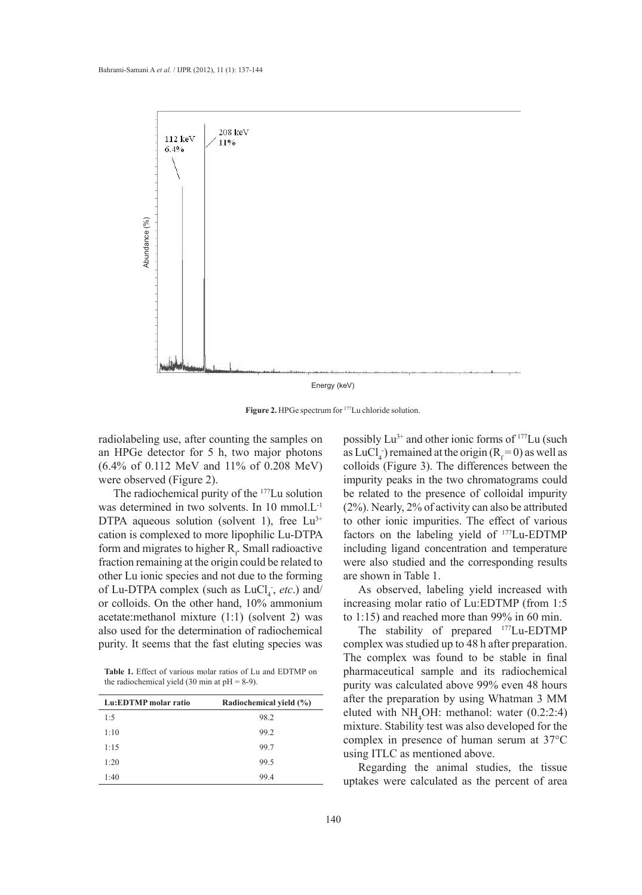**Figure 2.** HPGe spectrum for $^{177}$Lu chloride solution.

radiolabeling use, after counting the samples on an HPGe detector for 5 h, two major photons (6.4% of 0.112 MeV and 11% of 0.208 MeV) were observed (Figure 2).

The radiochemical purity of the $^{177}$Lu solution was determined in two solvents. In 10 mmol.L$^{-1}$ DTPA aqueous solution (solvent 1), free $Lu^{3+}$ cation is complexed to more lipophilic Lu-DTPA form and migrates to higher $R_f$. Small radioactive fraction remaining at the origin could be related to other Lu ionic species and not due to the forming of Lu-DTPA complex (such as $LuCl_4^-$, *etc.*) and/or colloids. On the other hand, 10% ammonium acetate:methanol mixture (1:1) (solvent 2) was also used for the determination of radiochemical purity. It seems that the fast eluting species was possibly $Lu^{3+}$ and other ionic forms of $^{177}$Lu (such as $LuCl_4^-$) remained at the origin ($R_f = 0$) as well as colloids (Figure 3). The differences between the impurity peaks in the two chromatograms could be related to the presence of colloidal impurity (2%). Nearly, 2% of activity can also be attributed to other ionic impurities. The effect of various factors on the labeling yield of $^{177}$Lu-EDTMP including ligand concentration and temperature were also studied and the corresponding results are shown in Table 1.

**Table 1.** Effect of various molar ratios of Lu and EDTMP on the radiochemical yield (30 min at pH = 8-9).

| Lu:EDTMP molar ratio | Radiochemical yield (%) |
|---|---|
| 1:5 | 98.2 |
| 1:10 | 99.2 |
| 1:15 | 99.7 |
| 1:20 | 99.5 |
| 1:40 | 99.4 |

As observed, labeling yield increased with increasing molar ratio of Lu:EDTMP (from 1:5 to 1:15) and reached more than 99% in 60 min.

The stability of prepared $^{177}$Lu-EDTMP complex was studied up to 48 h after preparation. The complex was found to be stable in final pharmaceutical sample and its radiochemical purity was calculated above 99% even 48 hours after the preparation by using Whatman 3 MM eluted with $NH_4OH$: methanol: water (0.2:2:4) mixture. Stability test was also developed for the complex in presence of human serum at 37°C using ITLC as mentioned above.

Regarding the animal studies, the tissue uptakes were calculated as the percent of area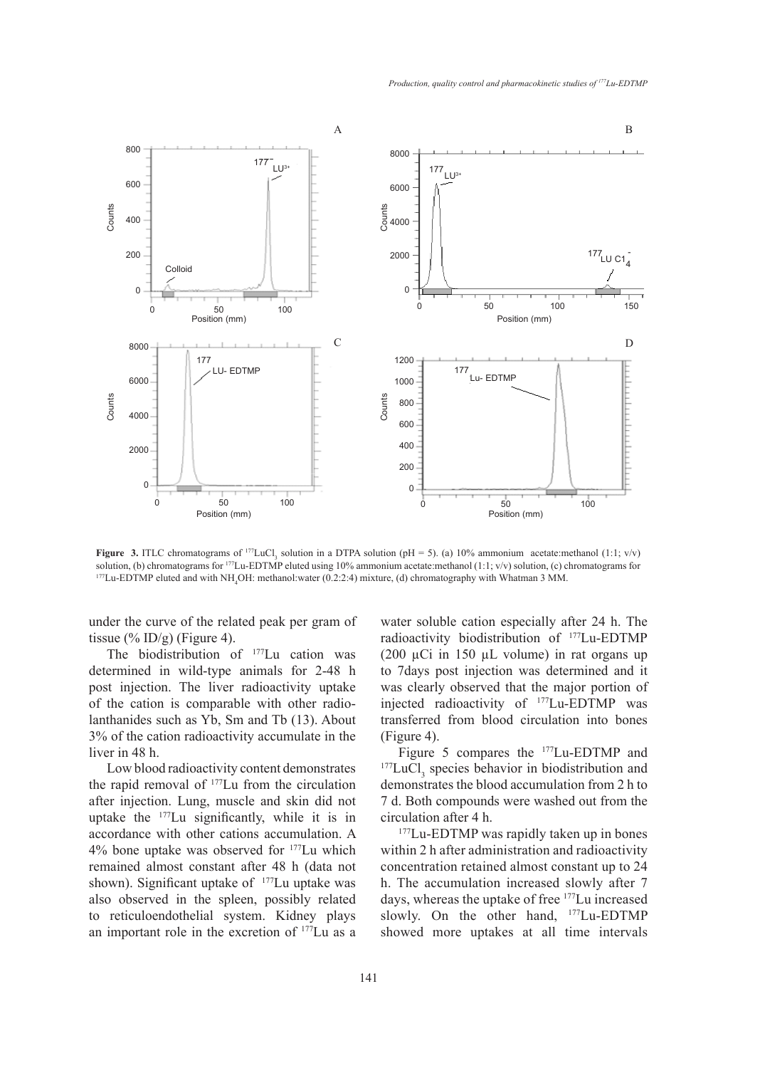**Figure 3.** ITLC chromatograms of $^{177}LuCl_3$ solution in a DTPA solution (pH = 5). (a) 10% ammonium acetate:methanol (1:1; v/v) solution, (b) chromatograms for $^{177}$Lu-EDTMP eluted using 10% ammonium acetate:methanol (1:1; v/v) solution, (c) chromatograms for $^{177}$Lu-EDTMP eluted and with $NH_4OH$: methanol:water (0.2:2:4) mixture, (d) chromatography with Whatman 3 MM.

under the curve of the related peak per gram of tissue (% ID/g) (Figure 4).

The biodistribution of $^{177}$Lu cation was determined in wild-type animals for 2-48 h post injection. The liver radioactivity uptake of the cation is comparable with other radio-lanthanides such as Yb, Sm and Tb (13). About 3% of the cation radioactivity accumulate in the liver in 48 h.

Low blood radioactivity content demonstrates the rapid removal of $^{177}$Lu from the circulation after injection. Lung, muscle and skin did not uptake the $^{177}$Lu significantly, while it is in accordance with other cations accumulation. A 4% bone uptake was observed for $^{177}$Lu which remained almost constant after 48 h (data not shown). Significant uptake of $^{177}$Lu uptake was also observed in the spleen, possibly related to reticuloendothelial system. Kidney plays an important role in the excretion of $^{177}$Lu as a water soluble cation especially after 24 h. The radioactivity biodistribution of $^{177}$Lu-EDTMP (200 µCi in 150 µL volume) in rat organs up to 7days post injection was determined and it was clearly observed that the major portion of injected radioactivity of $^{177}$Lu-EDTMP was transferred from blood circulation into bones (Figure 4).

Figure 5 compares the $^{177}$Lu-EDTMP and $^{177}LuCl_3$ species behavior in biodistribution and demonstrates the blood accumulation from 2 h to 7 d. Both compounds were washed out from the circulation after 4 h.

$^{177}$Lu-EDTMP was rapidly taken up in bones within 2 h after administration and radioactivity concentration retained almost constant up to 24 h. The accumulation increased slowly after 7 days, whereas the uptake of free $^{177}$Lu increased slowly. On the other hand, $^{177}$Lu-EDTMP showed more uptakes at all time intervals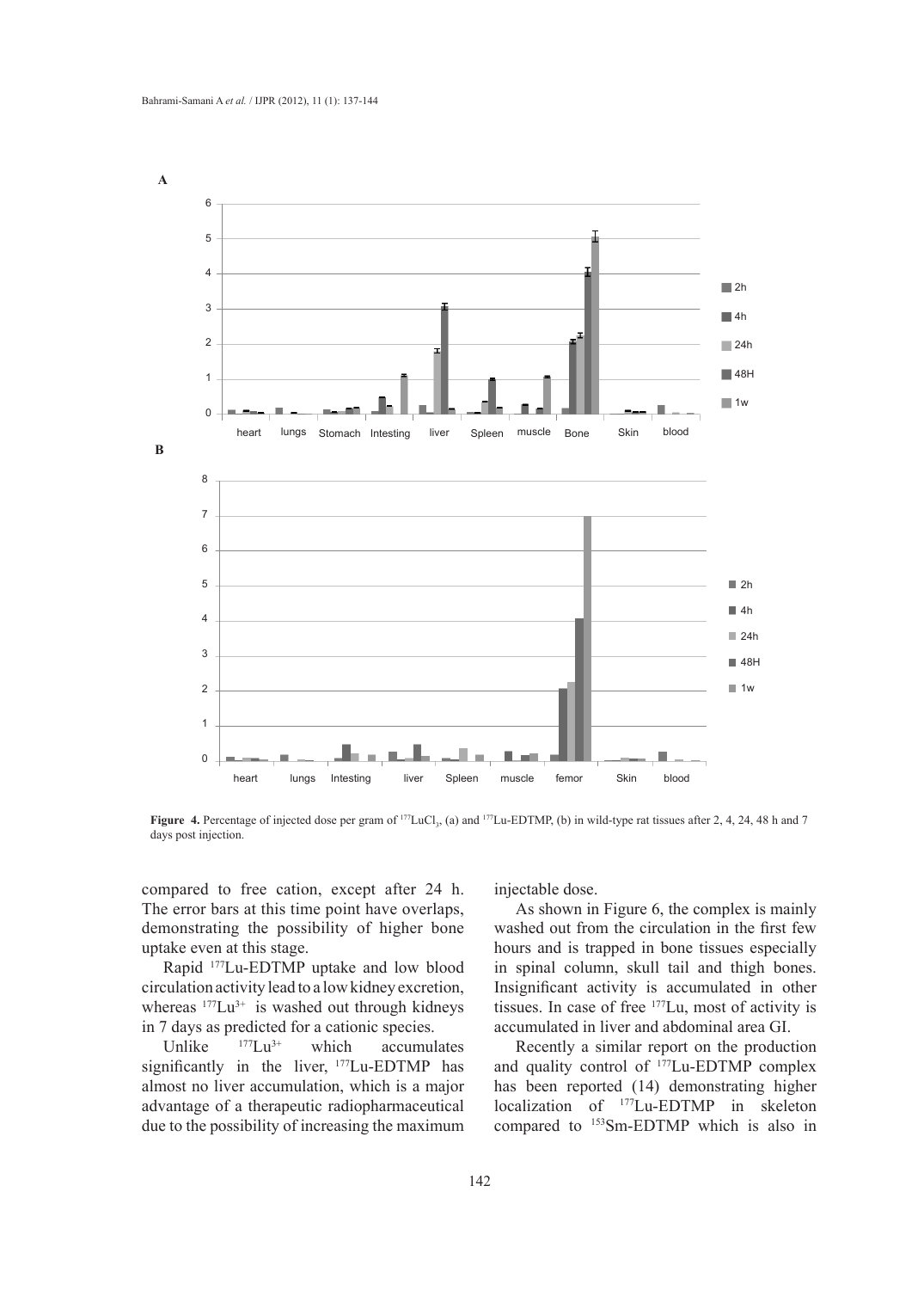**Figure 4.** Percentage of injected dose per gram of $^{177}LuCl_3$, (a) and $^{177}$Lu-EDTMP, (b) in wild-type rat tissues after 2, 4, 24, 48 h and 7 days post injection.

compared to free cation, except after 24 h. The error bars at this time point have overlaps, demonstrating the possibility of higher bone uptake even at this stage.

Rapid $^{177}$Lu-EDTMP uptake and low blood circulation activity lead to a low kidney excretion, whereas $^{177}Lu^{3+}$ is washed out through kidneys in 7 days as predicted for a cationic species.

Unlike $^{177}Lu^{3+}$ which accumulates significantly in the liver, $^{177}$Lu-EDTMP has almost no liver accumulation, which is a major advantage of a therapeutic radiopharmaceutical due to the possibility of increasing the maximum injectable dose.

As shown in Figure 6, the complex is mainly washed out from the circulation in the first few hours and is trapped in bone tissues especially in spinal column, skull tail and thigh bones. Insignificant activity is accumulated in other tissues. In case of free $^{177}$Lu, most of activity is accumulated in liver and abdominal area GI.

Recently a similar report on the production and quality control of $^{177}$Lu-EDTMP complex has been reported (14) demonstrating higher localization of $^{177}$Lu-EDTMP in skeleton compared to $^{153}$Sm-EDTMP which is also in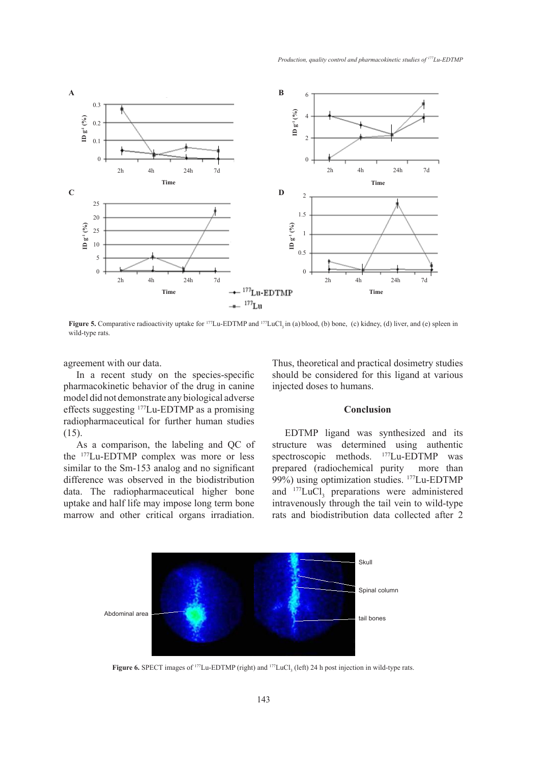Figure 5. Comparative radioactivity uptake for $^{177}$Lu-EDTMP and $^{177}LuCl_3$ in (a) blood, (b) bone, (c) kidney, (d) liver, and (e) spleen in wild-type rats.

agreement with our data.

In a recent study on the species-specific pharmacokinetic behavior of the drug in canine model did not demonstrate any biological adverse effects suggesting $^{177}$Lu-EDTMP as a promising radiopharmaceutical for further human studies (15).

As a comparison, the labeling and QC of the $^{177}$Lu-EDTMP complex was more or less similar to the Sm-153 analog and no significant difference was observed in the biodistribution data. The radiopharmaceutical higher bone uptake and half life may impose long term bone marrow and other critical organs irradiation. Thus, theoretical and practical dosimetry studies should be considered for this ligand at various injected doses to humans.

## Conclusion

EDTMP ligand was synthesized and its structure was determined using authentic spectroscopic methods. $^{177}$Lu-EDTMP was prepared (radiochemical purity more than 99%) using optimization studies. $^{177}$Lu-EDTMP and $^{177}LuCl_3$ preparations were administered intravenously through the tail vein to wild-type rats and biodistribution data collected after 2

Figure 6. SPECT images of $^{177}$Lu-EDTMP (right) and $^{177}LuCl_3$ (left) 24 h post injection in wild-type rats.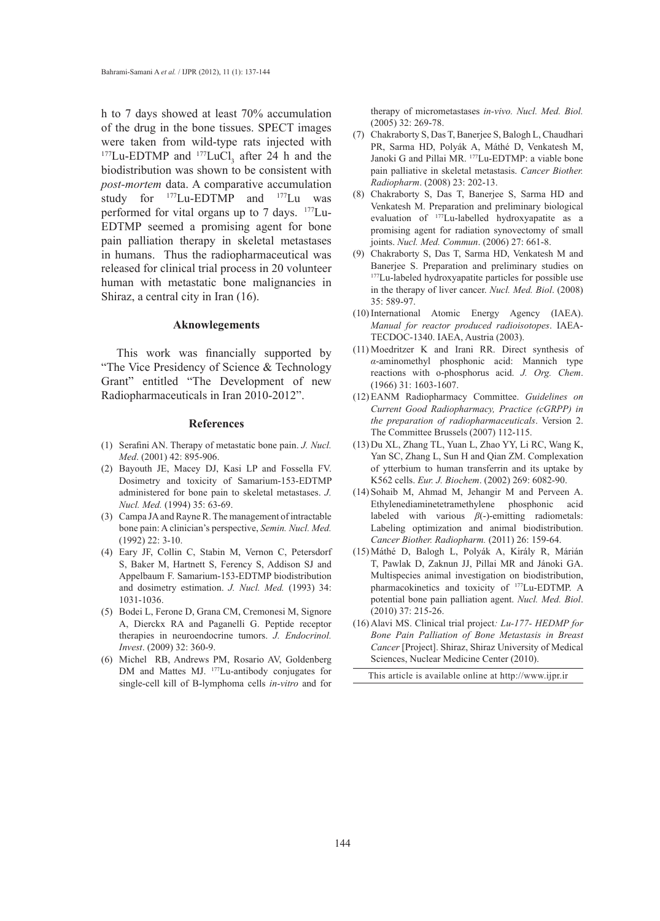h to 7 days showed at least 70% accumulation of the drug in the bone tissues. SPECT images were taken from wild-type rats injected with $^{177}$Lu-EDTMP and $^{177}LuCl_3$ after 24 h and the biodistribution was shown to be consistent with *post-mortem* data. A comparative accumulation study for $^{177}$Lu-EDTMP and $^{177}$Lu was performed for vital organs up to 7 days. $^{177}$Lu-EDTMP seemed a promising agent for bone pain palliation therapy in skeletal metastases in humans. Thus the radiopharmaceutical was released for clinical trial process in 20 volunteer human with metastatic bone malignancies in Shiraz, a central city in Iran (16).

## Aknowlegements

This work was financially supported by "The Vice Presidency of Science & Technology Grant" entitled "The Development of new Radiopharmaceuticals in Iran 2010-2012".

## References

(1) Serafini AN. Therapy of metastatic bone pain. *J. Nucl. Med*. (2001) 42: 895-906.

(2) Bayouth JE, Macey DJ, Kasi LP and Fossella FV. Dosimetry and toxicity of Samarium-153-EDTMP administered for bone pain to skeletal metastases. *J. Nucl. Med.* (1994) 35: 63-69.

(3) Campa JA and Rayne R. The management of intractable bone pain: A clinician's perspective, *Semin. Nucl. Med.* (1992) 22: 3-10.

(4) Eary JF, Collin C, Stabin M, Vernon C, Petersdorf S, Baker M, Hartnett S, Ferency S, Addison SJ and Appelbaum F. Samarium-153-EDTMP biodistribution and dosimetry estimation. *J. Nucl. Med.* (1993) 34: 1031-1036.

(5) Bodei L, Ferone D, Grana CM, Cremonesi M, Signore A, Dierckx RA and Paganelli G. Peptide receptor therapies in neuroendocrine tumors. *J. Endocrinol. Invest*. (2009) 32: 360-9.

(6) Michel RB, Andrews PM, Rosario AV, Goldenberg DM and Mattes MJ. $^{177}$Lu-antibody conjugates for single-cell kill of B-lymphoma cells *in-vitro* and for therapy of micrometastases *in-vivo. Nucl. Med. Biol.* (2005) 32: 269-78.

(7) Chakraborty S, Das T, Banerjee S, Balogh L, Chaudhari PR, Sarma HD, Polyák A, Máthé D, Venkatesh M, Janoki G and Pillai MR. $^{177}$Lu-EDTMP: a viable bone pain palliative in skeletal metastasis. *Cancer Biother. Radiopharm*. (2008) 23: 202-13.

(8) Chakraborty S, Das T, Banerjee S, Sarma HD and Venkatesh M. Preparation and preliminary biological evaluation of $^{177}$Lu-labelled hydroxyapatite as a promising agent for radiation synovectomy of small joints. *Nucl. Med. Commun*. (2006) 27: 661-8.

(9) Chakraborty S, Das T, Sarma HD, Venkatesh M and Banerjee S. Preparation and preliminary studies on $^{177}$Lu-labeled hydroxyapatite particles for possible use in the therapy of liver cancer. *Nucl. Med. Biol*. (2008) 35: 589-97.

(10) International Atomic Energy Agency (IAEA). *Manual for reactor produced radioisotopes*. IAEA-TECDOC-1340. IAEA, Austria (2003).

(11) Moedritzer K and Irani RR. Direct synthesis of *α*-aminomethyl phosphonic acid: Mannich type reactions with o-phosphorus acid. *J. Org. Chem*. (1966) 31: 1603-1607.

(12) EANM Radiopharmacy Committee. *Guidelines on Current Good Radiopharmacy, Practice (cGRPP) in the preparation of radiopharmaceuticals*. Version 2. The Committee Brussels (2007) 112-115.

(13) Du XL, Zhang TL, Yuan L, Zhao YY, Li RC, Wang K, Yan SC, Zhang L, Sun H and Qian ZM. Complexation of ytterbium to human transferrin and its uptake by K562 cells. *Eur. J. Biochem*. (2002) 269: 6082-90.

(14) Sohaib M, Ahmad M, Jehangir M and Perveen A. Ethylenediaminetetramethylene phosphonic acid labeled with various $\beta$(-)-emitting radiometals: Labeling optimization and animal biodistribution. *Cancer Biother. Radiopharm.* (2011) 26: 159-64.

(15) Máthé D, Balogh L, Polyák A, Király R, Márián T, Pawlak D, Zaknun JJ, Pillai MR and Jánoki GA. Multispecies animal investigation on biodistribution, pharmacokinetics and toxicity of $^{177}$Lu-EDTMP. A potential bone pain palliation agent. *Nucl. Med. Biol*. (2010) 37: 215-26.

(16) Alavi MS. Clinical trial project*: Lu-177- HEDMP for Bone Pain Palliation of Bone Metastasis in Breast Cancer* [Project]. Shiraz, Shiraz University of Medical Sciences, Nuclear Medicine Center (2010).

This article is available online at http://www.ijpr.ir